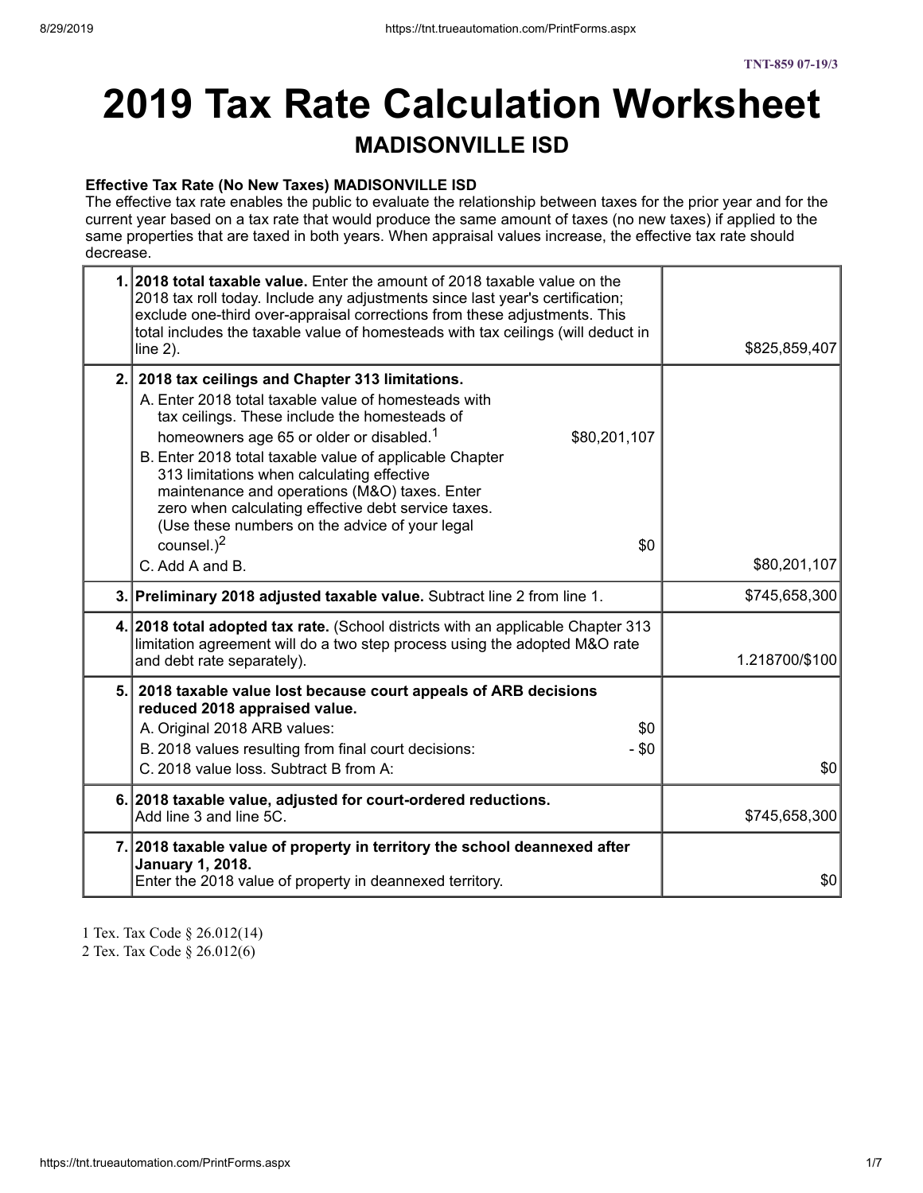TNT-859 07-19/3

# 2019 Tax Rate Calculation Worksheet

## MADISONVILLE ISD

**Effective Tax Rate (No New Taxes) MADISONVILLE ISD**

The effective tax rate enables the public to evaluate the relationship between taxes for the prior year and for the current year based on a tax rate that would produce the same amount of taxes (no new taxes) if applied to the same properties that are taxed in both years. When appraisal values increase, the effective tax rate should decrease.

| | | |
|---|---|---|
| 1. | **2018 total taxable value.** Enter the amount of 2018 taxable value on the 2018 tax roll today. Include any adjustments since last year's certification; exclude one-third over-appraisal corrections from these adjustments. This total includes the taxable value of homesteads with tax ceilings (will deduct in line 2). | $825,859,407 |
| 2. | **2018 tax ceilings and Chapter 313 limitations.**<br>A. Enter 2018 total taxable value of homesteads with tax ceilings. These include the homesteads of homeowners age 65 or older or disabled.[1] $80,201,107<br>B. Enter 2018 total taxable value of applicable Chapter 313 limitations when calculating effective maintenance and operations (M&O) taxes. Enter zero when calculating effective debt service taxes. (Use these numbers on the advice of your legal counsel.)[2] $0<br>C. Add A and B. | $80,201,107 |
| 3. | **Preliminary 2018 adjusted taxable value.** Subtract line 2 from line 1. | $745,658,300 |
| 4. | **2018 total adopted tax rate.** (School districts with an applicable Chapter 313 limitation agreement will do a two step process using the adopted M&O rate and debt rate separately). | 1.218700/$100 |
| 5. | **2018 taxable value lost because court appeals of ARB decisions reduced 2018 appraised value.**<br>A. Original 2018 ARB values: $0<br>B. 2018 values resulting from final court decisions: - $0<br>C. 2018 value loss. Subtract B from A: | $0 |
| 6. | **2018 taxable value, adjusted for court-ordered reductions.**<br>Add line 3 and line 5C. | $745,658,300 |
| 7. | **2018 taxable value of property in territory the school deannexed after January 1, 2018.**<br>Enter the 2018 value of property in deannexed territory. | $0 |

1 Tex. Tax Code § 26.012(14)
2 Tex. Tax Code § 26.012(6)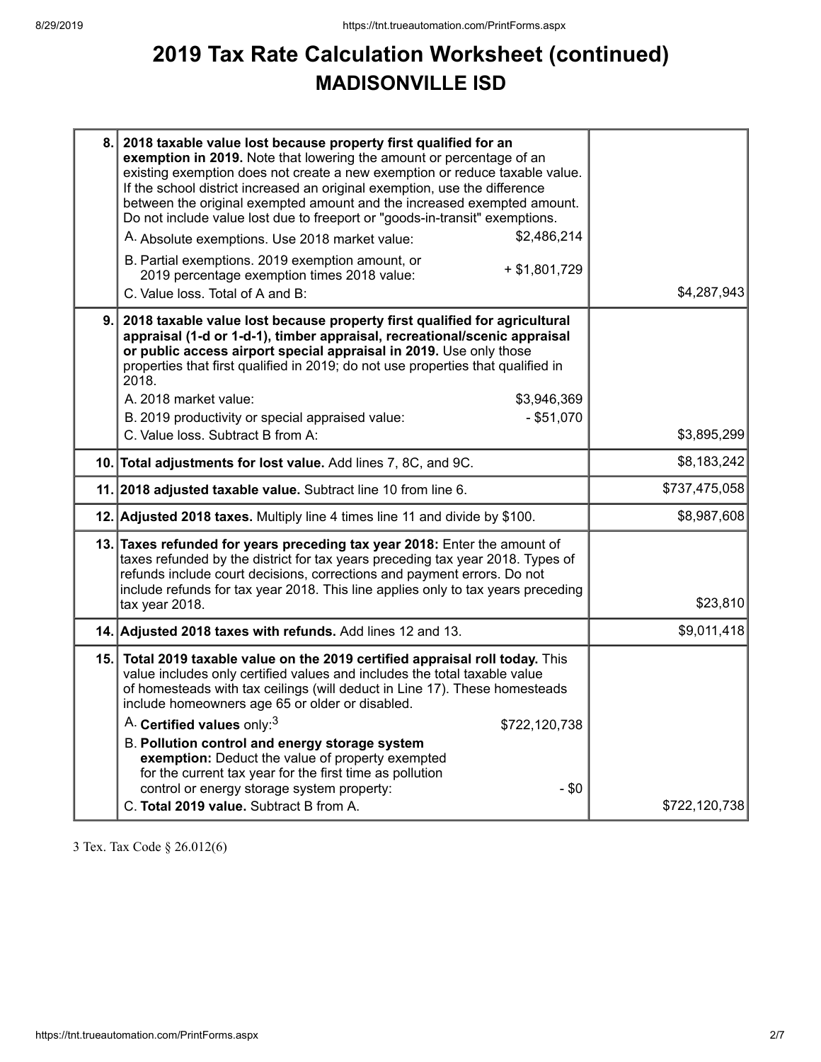# 2019 Tax Rate Calculation Worksheet (continued)
## MADISONVILLE ISD

| | | |
|---|---|---|
| 8. | **2018 taxable value lost because property first qualified for an exemption in 2019.** Note that lowering the amount or percentage of an existing exemption does not create a new exemption or reduce taxable value. If the school district increased an original exemption, use the difference between the original exempted amount and the increased exempted amount. Do not include value lost due to freeport or "goods-in-transit" exemptions.<br>A. Absolute exemptions. Use 2018 market value: $2,486,214<br>B. Partial exemptions. 2019 exemption amount, or 2019 percentage exemption times 2018 value: + $1,801,729<br>C. Value loss. Total of A and B: | $4,287,943 |
| 9. | **2018 taxable value lost because property first qualified for agricultural appraisal (1-d or 1-d-1), timber appraisal, recreational/scenic appraisal or public access airport special appraisal in 2019.** Use only those properties that first qualified in 2019; do not use properties that qualified in 2018.<br>A. 2018 market value: $3,946,369<br>B. 2019 productivity or special appraised value: - $51,070<br>C. Value loss. Subtract B from A: | $3,895,299 |
| 10. | **Total adjustments for lost value.** Add lines 7, 8C, and 9C. | $8,183,242 |
| 11. | **2018 adjusted taxable value.** Subtract line 10 from line 6. | $737,475,058 |
| 12. | **Adjusted 2018 taxes.** Multiply line 4 times line 11 and divide by $100. | $8,987,608 |
| 13. | **Taxes refunded for years preceding tax year 2018:** Enter the amount of taxes refunded by the district for tax years preceding tax year 2018. Types of refunds include court decisions, corrections and payment errors. Do not include refunds for tax year 2018. This line applies only to tax years preceding tax year 2018. | $23,810 |
| 14. | **Adjusted 2018 taxes with refunds.** Add lines 12 and 13. | $9,011,418 |
| 15. | **Total 2019 taxable value on the 2019 certified appraisal roll today.** This value includes only certified values and includes the total taxable value of homesteads with tax ceilings (will deduct in Line 17). These homesteads include homeowners age 65 or older or disabled.<br>A. **Certified values** only:[3] $722,120,738<br>B. **Pollution control and energy storage system exemption:** Deduct the value of property exempted for the current tax year for the first time as pollution control or energy storage system property: - $0<br>C. **Total 2019 value.** Subtract B from A. | $722,120,738 |

3 Tex. Tax Code § 26.012(6)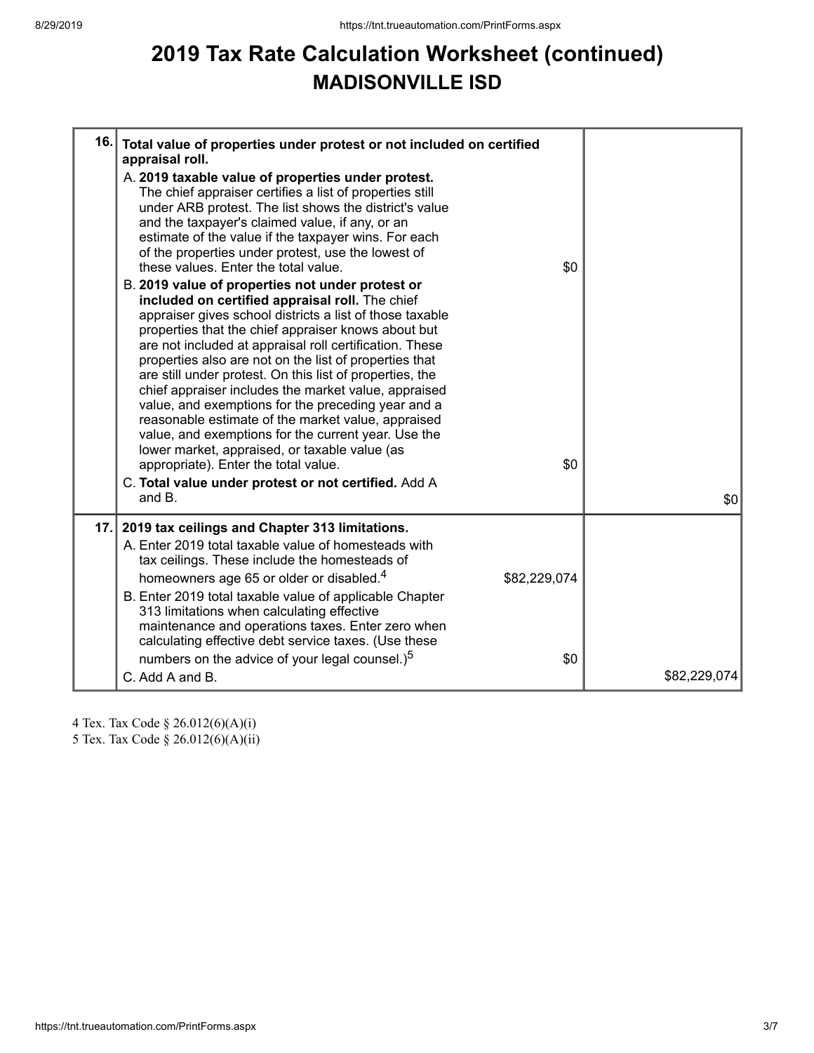# 2019 Tax Rate Calculation Worksheet (continued)
## MADISONVILLE ISD

| | | | |
|---|---|---|---|
| 16. | **Total value of properties under protest or not included on certified appraisal roll.** | | |
| | A. **2019 taxable value of properties under protest.** The chief appraiser certifies a list of properties still under ARB protest. The list shows the district's value and the taxpayer's claimed value, if any, or an estimate of the value if the taxpayer wins. For each of the properties under protest, use the lowest of these values. Enter the total value. | $0 | |
| | B. **2019 value of properties not under protest or included on certified appraisal roll.** The chief appraiser gives school districts a list of those taxable properties that the chief appraiser knows about but are not included at appraisal roll certification. These properties also are not on the list of properties that are still under protest. On this list of properties, the chief appraiser includes the market value, appraised value, and exemptions for the preceding year and a reasonable estimate of the market value, appraised value, and exemptions for the current year. Use the lower market, appraised, or taxable value (as appropriate). Enter the total value. | $0 | |
| | C. **Total value under protest or not certified.** Add A and B. | | $0 |
| 17. | **2019 tax ceilings and Chapter 313 limitations.** | | |
| | A. Enter 2019 total taxable value of homesteads with tax ceilings. These include the homesteads of homeowners age 65 or older or disabled.[4] | $82,229,074 | |
| | B. Enter 2019 total taxable value of applicable Chapter 313 limitations when calculating effective maintenance and operations taxes. Enter zero when calculating effective debt service taxes. (Use these numbers on the advice of your legal counsel.)[5] | $0 | |
| | C. Add A and B. | | $82,229,074 |

4 Tex. Tax Code § 26.012(6)(A)(i)
5 Tex. Tax Code § 26.012(6)(A)(ii)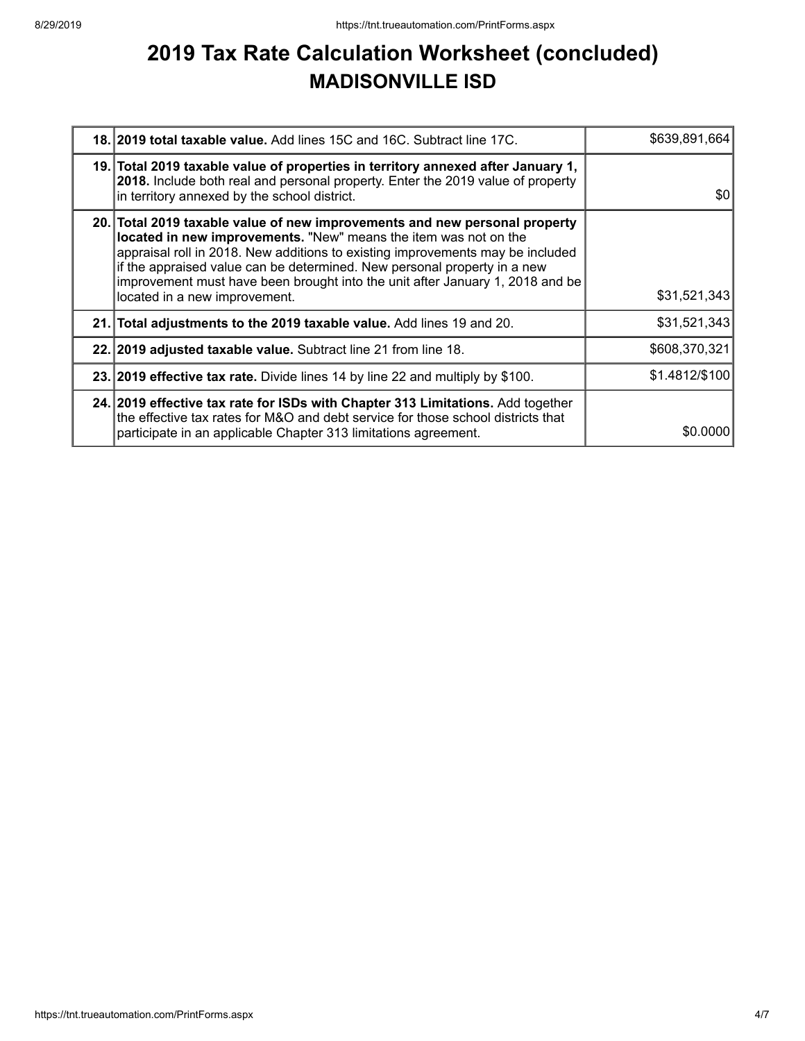# 2019 Tax Rate Calculation Worksheet (concluded)

## MADISONVILLE ISD

| | | |
|---|---|---|
| **18.** | **2019 total taxable value.** Add lines 15C and 16C. Subtract line 17C. | $639,891,664 |
| **19.** | **Total 2019 taxable value of properties in territory annexed after January 1, 2018.** Include both real and personal property. Enter the 2019 value of property in territory annexed by the school district. | $0 |
| **20.** | **Total 2019 taxable value of new improvements and new personal property located in new improvements.** "New" means the item was not on the appraisal roll in 2018. New additions to existing improvements may be included if the appraised value can be determined. New personal property in a new improvement must have been brought into the unit after January 1, 2018 and be located in a new improvement. | $31,521,343 |
| **21.** | **Total adjustments to the 2019 taxable value.** Add lines 19 and 20. | $31,521,343 |
| **22.** | **2019 adjusted taxable value.** Subtract line 21 from line 18. | $608,370,321 |
| **23.** | **2019 effective tax rate.** Divide lines 14 by line 22 and multiply by $100. | $1.4812/$100 |
| **24.** | **2019 effective tax rate for ISDs with Chapter 313 Limitations.** Add together the effective tax rates for M&O and debt service for those school districts that participate in an applicable Chapter 313 limitations agreement. | $0.0000 |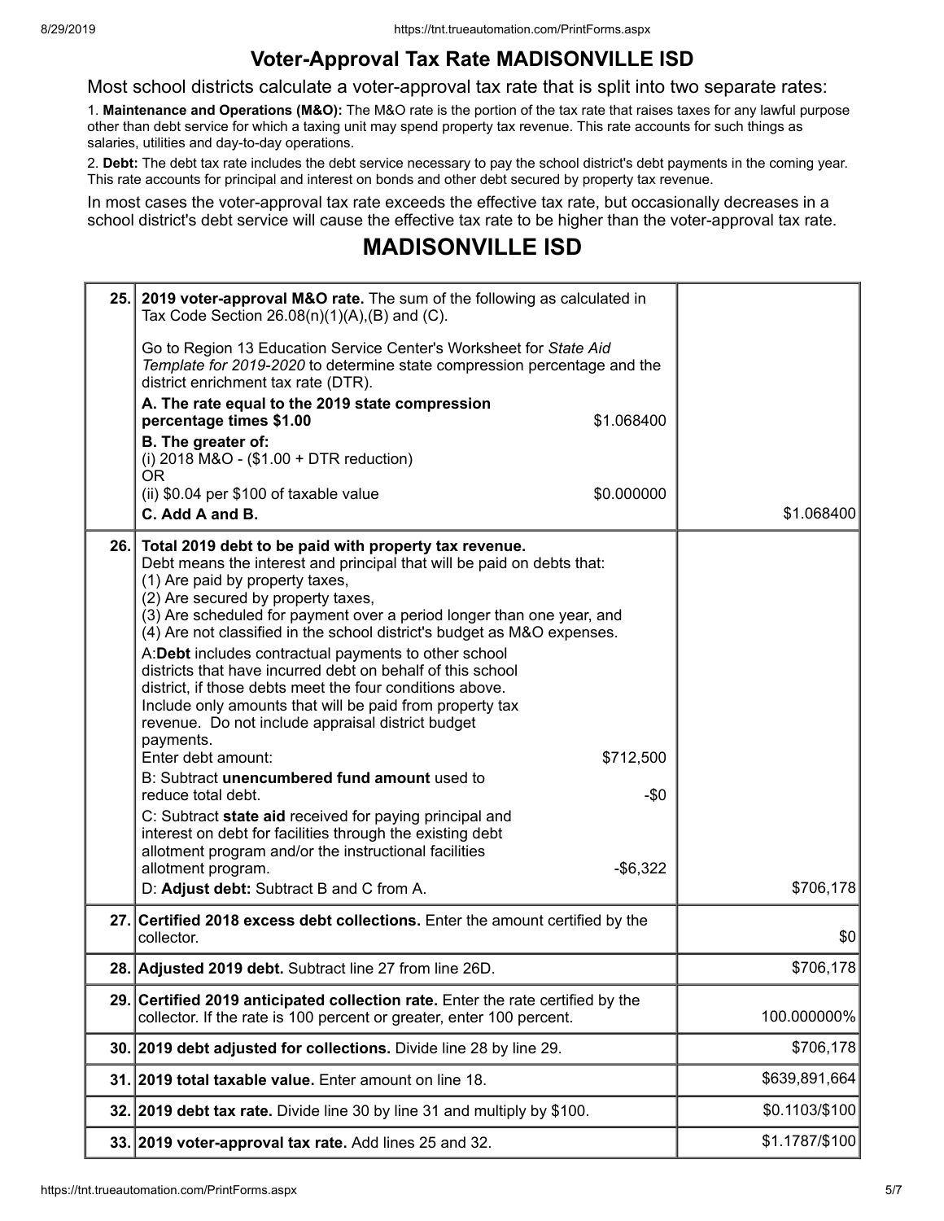# Voter-Approval Tax Rate MADISONVILLE ISD

Most school districts calculate a voter-approval tax rate that is split into two separate rates:

1. **Maintenance and Operations (M&O):** The M&O rate is the portion of the tax rate that raises taxes for any lawful purpose other than debt service for which a taxing unit may spend property tax revenue. This rate accounts for such things as salaries, utilities and day-to-day operations.

2. **Debt:** The debt tax rate includes the debt service necessary to pay the school district's debt payments in the coming year. This rate accounts for principal and interest on bonds and other debt secured by property tax revenue.

In most cases the voter-approval tax rate exceeds the effective tax rate, but occasionally decreases in a school district's debt service will cause the effective tax rate to be higher than the voter-approval tax rate.

## MADISONVILLE ISD

| Line | Description | Amount |
|---|---|---|
| 25. | **2019 voter-approval M&O rate.** The sum of the following as calculated in Tax Code Section 26.08(n)(1)(A),(B) and (C).<br><br>Go to Region 13 Education Service Center's Worksheet for *State Aid Template for 2019-2020* to determine state compression percentage and the district enrichment tax rate (DTR).<br>**A. The rate equal to the 2019 state compression percentage times $1.00** — $1.068400<br>**B. The greater of:**<br>(i) 2018 M&O - ($1.00 + DTR reduction)<br>OR<br>(ii) $0.04 per $100 of taxable value — $0.000000<br>**C. Add A and B.** | $1.068400 |
| 26. | **Total 2019 debt to be paid with property tax revenue.**<br>Debt means the interest and principal that will be paid on debts that:<br>(1) Are paid by property taxes,<br>(2) Are secured by property taxes,<br>(3) Are scheduled for payment over a period longer than one year, and<br>(4) Are not classified in the school district's budget as M&O expenses.<br>A:**Debt** includes contractual payments to other school districts that have incurred debt on behalf of this school district, if those debts meet the four conditions above. Include only amounts that will be paid from property tax revenue. Do not include appraisal district budget payments.<br>Enter debt amount: — $712,500<br>B: Subtract **unencumbered fund amount** used to reduce total debt. — -$0<br>C: Subtract **state aid** received for paying principal and interest on debt for facilities through the existing debt allotment program and/or the instructional facilities allotment program. — -$6,322<br>D: **Adjust debt:** Subtract B and C from A. | $706,178 |
| 27. | **Certified 2018 excess debt collections.** Enter the amount certified by the collector. | $0 |
| 28. | **Adjusted 2019 debt.** Subtract line 27 from line 26D. | $706,178 |
| 29. | **Certified 2019 anticipated collection rate.** Enter the rate certified by the collector. If the rate is 100 percent or greater, enter 100 percent. | 100.000000% |
| 30. | **2019 debt adjusted for collections.** Divide line 28 by line 29. | $706,178 |
| 31. | **2019 total taxable value.** Enter amount on line 18. | $639,891,664 |
| 32. | **2019 debt tax rate.** Divide line 30 by line 31 and multiply by $100. | $0.1103/$100 |
| 33. | **2019 voter-approval tax rate.** Add lines 25 and 32. | $1.1787/$100 |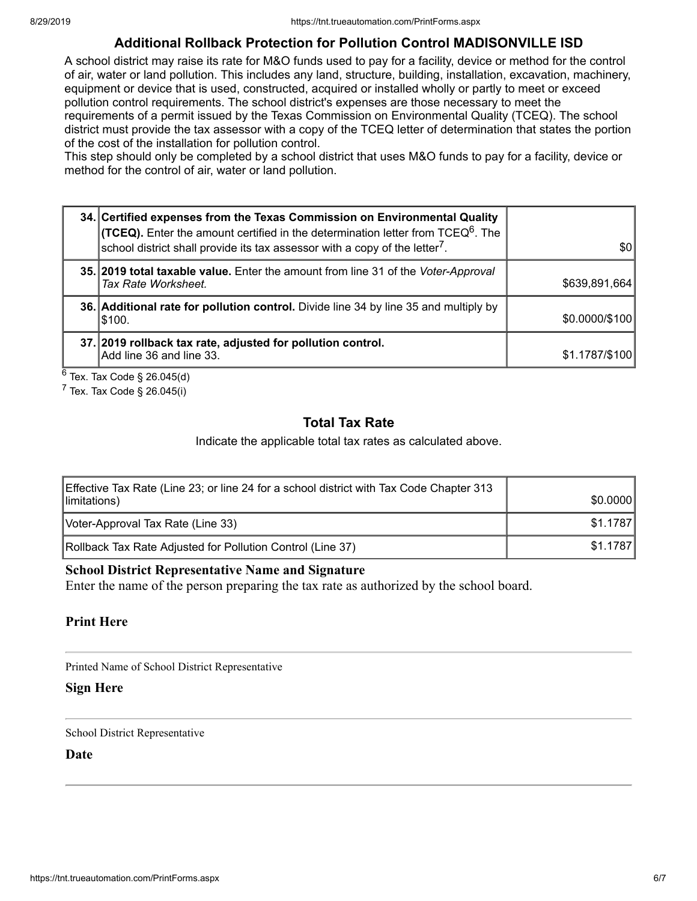## Additional Rollback Protection for Pollution Control MADISONVILLE ISD

A school district may raise its rate for M&O funds used to pay for a facility, device or method for the control of air, water or land pollution. This includes any land, structure, building, installation, excavation, machinery, equipment or device that is used, constructed, acquired or installed wholly or partly to meet or exceed pollution control requirements. The school district's expenses are those necessary to meet the requirements of a permit issued by the Texas Commission on Environmental Quality (TCEQ). The school district must provide the tax assessor with a copy of the TCEQ letter of determination that states the portion of the cost of the installation for pollution control.

This step should only be completed by a school district that uses M&O funds to pay for a facility, device or method for the control of air, water or land pollution.

| | | |
|---|---|---|
| **34.** | **Certified expenses from the Texas Commission on Environmental Quality (TCEQ).** Enter the amount certified in the determination letter from TCEQ[6]. The school district shall provide its tax assessor with a copy of the letter[7]. | $0 |
| **35.** | **2019 total taxable value.** Enter the amount from line 31 of the *Voter-Approval Tax Rate Worksheet.* | $639,891,664 |
| **36.** | **Additional rate for pollution control.** Divide line 34 by line 35 and multiply by $100. | $0.0000/$100 |
| **37.** | **2019 rollback tax rate, adjusted for pollution control.** Add line 36 and line 33. | $1.1787/$100 |

[6] Tex. Tax Code § 26.045(d)
[7] Tex. Tax Code § 26.045(i)

## Total Tax Rate

Indicate the applicable total tax rates as calculated above.

| | |
|---|---|
| Effective Tax Rate (Line 23; or line 24 for a school district with Tax Code Chapter 313 limitations) | $0.0000 |
| Voter-Approval Tax Rate (Line 33) | $1.1787 |
| Rollback Tax Rate Adjusted for Pollution Control (Line 37) | $1.1787 |

**School District Representative Name and Signature**

Enter the name of the person preparing the tax rate as authorized by the school board.

**Print Here**

Printed Name of School District Representative

**Sign Here**

School District Representative

**Date**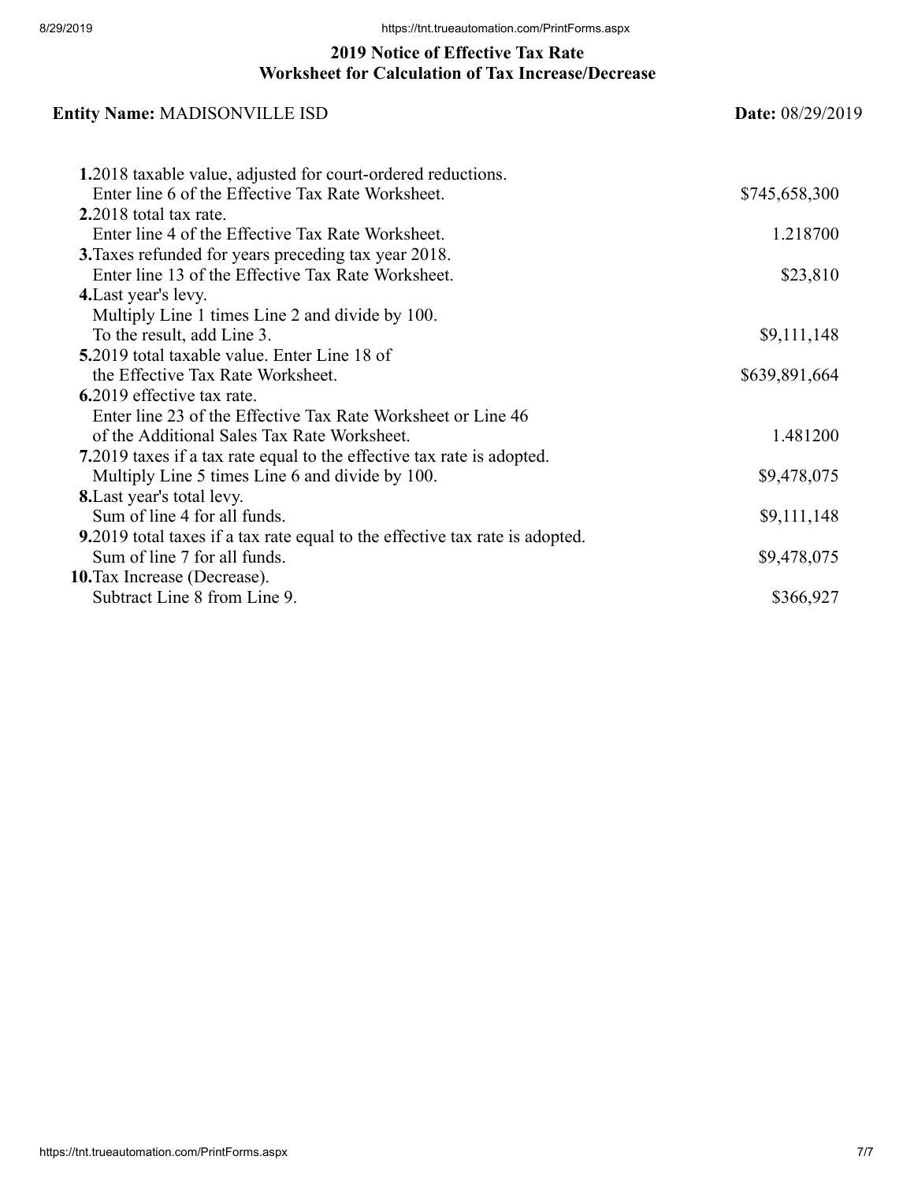## 2019 Notice of Effective Tax Rate
## Worksheet for Calculation of Tax Increase/Decrease

**Entity Name:** MADISONVILLE ISD **Date:** 08/29/2019

| | |
|---|---|
| **1.** 2018 taxable value, adjusted for court-ordered reductions. Enter line 6 of the Effective Tax Rate Worksheet. | $745,658,300 |
| **2.** 2018 total tax rate. Enter line 4 of the Effective Tax Rate Worksheet. | 1.218700 |
| **3.** Taxes refunded for years preceding tax year 2018. Enter line 13 of the Effective Tax Rate Worksheet. | $23,810 |
| **4.** Last year's levy. Multiply Line 1 times Line 2 and divide by 100. To the result, add Line 3. | $9,111,148 |
| **5.** 2019 total taxable value. Enter Line 18 of the Effective Tax Rate Worksheet. | $639,891,664 |
| **6.** 2019 effective tax rate. Enter line 23 of the Effective Tax Rate Worksheet or Line 46 of the Additional Sales Tax Rate Worksheet. | 1.481200 |
| **7.** 2019 taxes if a tax rate equal to the effective tax rate is adopted. Multiply Line 5 times Line 6 and divide by 100. | $9,478,075 |
| **8.** Last year's total levy. Sum of line 4 for all funds. | $9,111,148 |
| **9.** 2019 total taxes if a tax rate equal to the effective tax rate is adopted. Sum of line 7 for all funds. | $9,478,075 |
| **10.** Tax Increase (Decrease). Subtract Line 8 from Line 9. | $366,927 |